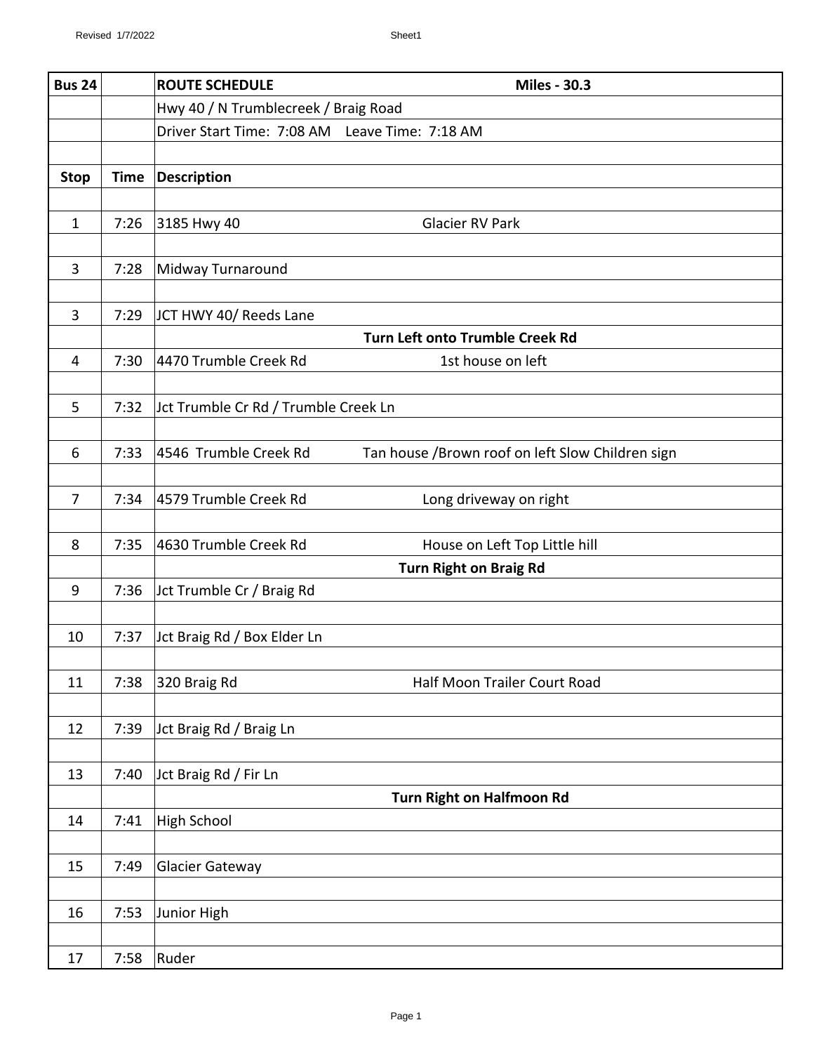| Bus 24 | | ROUTE SCHEDULE Miles - 30.3 |
|---|---|---|
| | | Hwy 40 / N Trumblecreek / Braig Road |
| | | Driver Start Time: 7:08 AM Leave Time: 7:18 AM |
| | | |
| **Stop** | **Time** | **Description** |
| | | |
| 1 | 7:26 | 3185 Hwy 40 Glacier RV Park |
| | | |
| 3 | 7:28 | Midway Turnaround |
| | | |
| 3 | 7:29 | JCT HWY 40/ Reeds Lane |
| | | **Turn Left onto Trumble Creek Rd** |
| 4 | 7:30 | 4470 Trumble Creek Rd 1st house on left |
| | | |
| 5 | 7:32 | Jct Trumble Cr Rd / Trumble Creek Ln |
| | | |
| 6 | 7:33 | 4546 Trumble Creek Rd Tan house /Brown roof on left Slow Children sign |
| | | |
| 7 | 7:34 | 4579 Trumble Creek Rd Long driveway on right |
| | | |
| 8 | 7:35 | 4630 Trumble Creek Rd House on Left Top Little hill |
| | | **Turn Right on Braig Rd** |
| 9 | 7:36 | Jct Trumble Cr / Braig Rd |
| | | |
| 10 | 7:37 | Jct Braig Rd / Box Elder Ln |
| | | |
| 11 | 7:38 | 320 Braig Rd Half Moon Trailer Court Road |
| | | |
| 12 | 7:39 | Jct Braig Rd / Braig Ln |
| | | |
| 13 | 7:40 | Jct Braig Rd / Fir Ln |
| | | **Turn Right on Halfmoon Rd** |
| 14 | 7:41 | High School |
| | | |
| 15 | 7:49 | Glacier Gateway |
| | | |
| 16 | 7:53 | Junior High |
| | | |
| 17 | 7:58 | Ruder |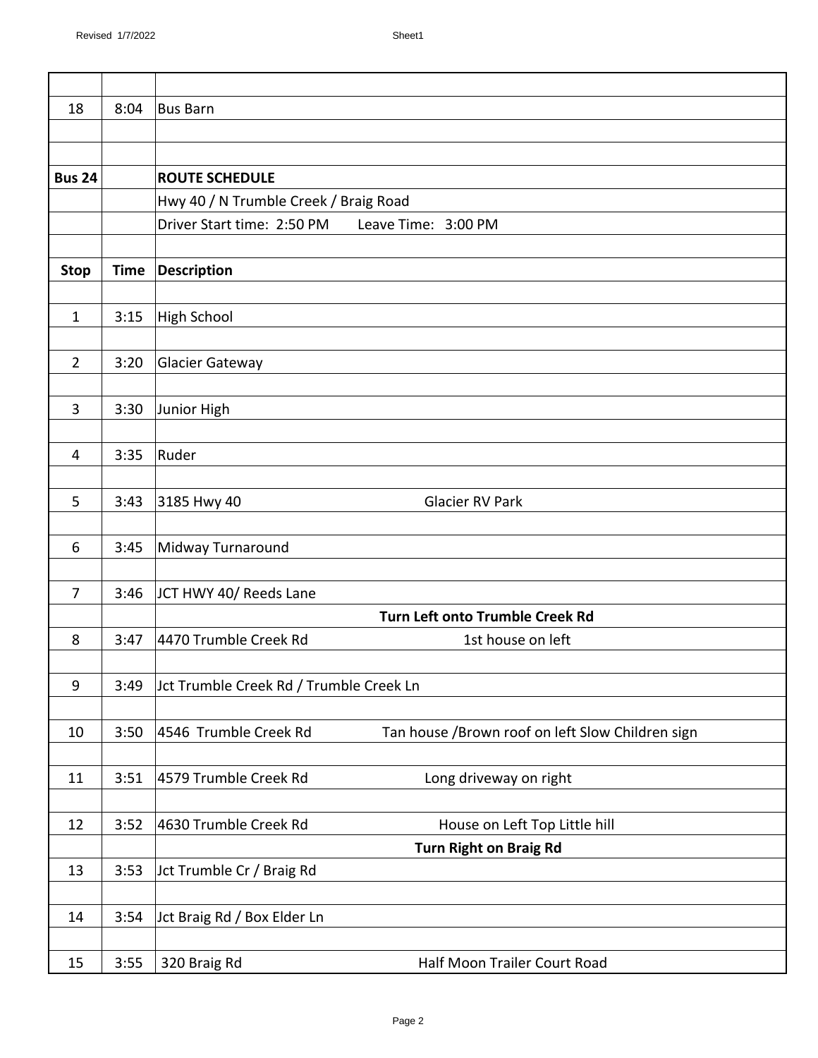| | | |
|---|---|---|
| 18 | 8:04 | Bus Barn |
| | | |
| | | |
| **Bus 24** | | **ROUTE SCHEDULE** |
| | | Hwy 40 / N Trumble Creek / Braig Road |
| | | Driver Start time: 2:50 PM Leave Time: 3:00 PM |
| | | |
| **Stop** | **Time** | **Description** |
| | | |
| 1 | 3:15 | High School |
| | | |
| 2 | 3:20 | Glacier Gateway |
| | | |
| 3 | 3:30 | Junior High |
| | | |
| 4 | 3:35 | Ruder |
| | | |
| 5 | 3:43 | 3185 Hwy 40 Glacier RV Park |
| | | |
| 6 | 3:45 | Midway Turnaround |
| | | |
| 7 | 3:46 | JCT HWY 40/ Reeds Lane |
| | | **Turn Left onto Trumble Creek Rd** |
| 8 | 3:47 | 4470 Trumble Creek Rd 1st house on left |
| | | |
| 9 | 3:49 | Jct Trumble Creek Rd / Trumble Creek Ln |
| | | |
| 10 | 3:50 | 4546 Trumble Creek Rd Tan house /Brown roof on left Slow Children sign |
| | | |
| 11 | 3:51 | 4579 Trumble Creek Rd Long driveway on right |
| | | |
| 12 | 3:52 | 4630 Trumble Creek Rd House on Left Top Little hill |
| | | **Turn Right on Braig Rd** |
| 13 | 3:53 | Jct Trumble Cr / Braig Rd |
| | | |
| 14 | 3:54 | Jct Braig Rd / Box Elder Ln |
| | | |
| 15 | 3:55 | 320 Braig Rd Half Moon Trailer Court Road |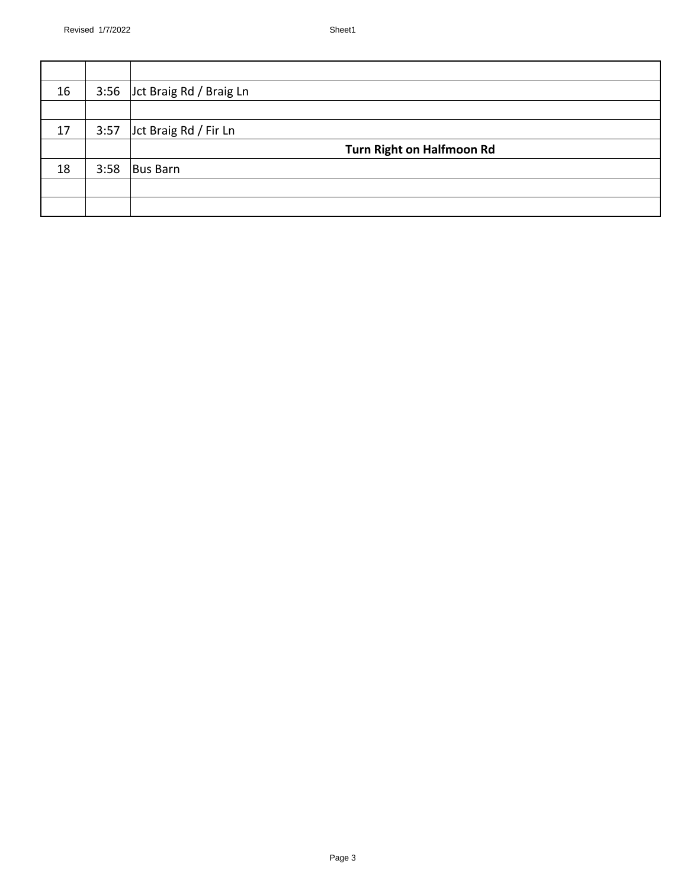| | | |
|---|---|---|
| | | |
| 16 | 3:56 | Jct Braig Rd / Braig Ln |
| | | |
| 17 | 3:57 | Jct Braig Rd / Fir Ln |
| | | **Turn Right on Halfmoon Rd** |
| 18 | 3:58 | Bus Barn |
| | | |
| | | |